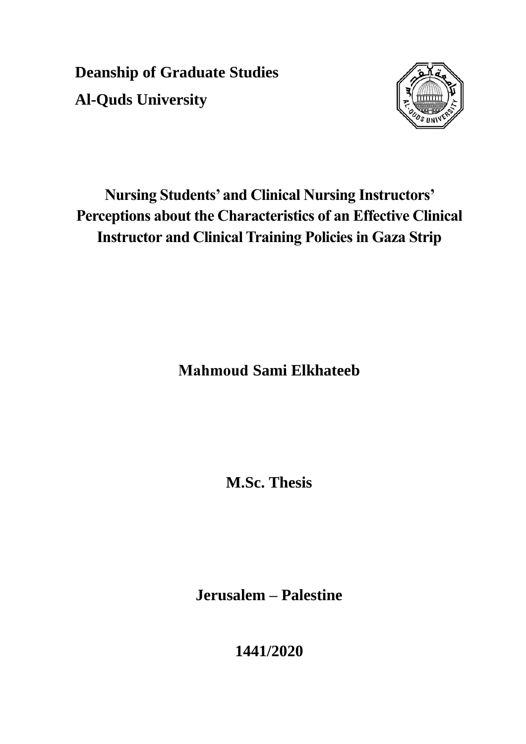**Deanship of Graduate Studies**

**Al-Quds University**

# Nursing Students' and Clinical Nursing Instructors' Perceptions about the Characteristics of an Effective Clinical Instructor and Clinical Training Policies in Gaza Strip

**Mahmoud Sami Elkhateeb**

**M.Sc. Thesis**

**Jerusalem – Palestine**

**1441/2020**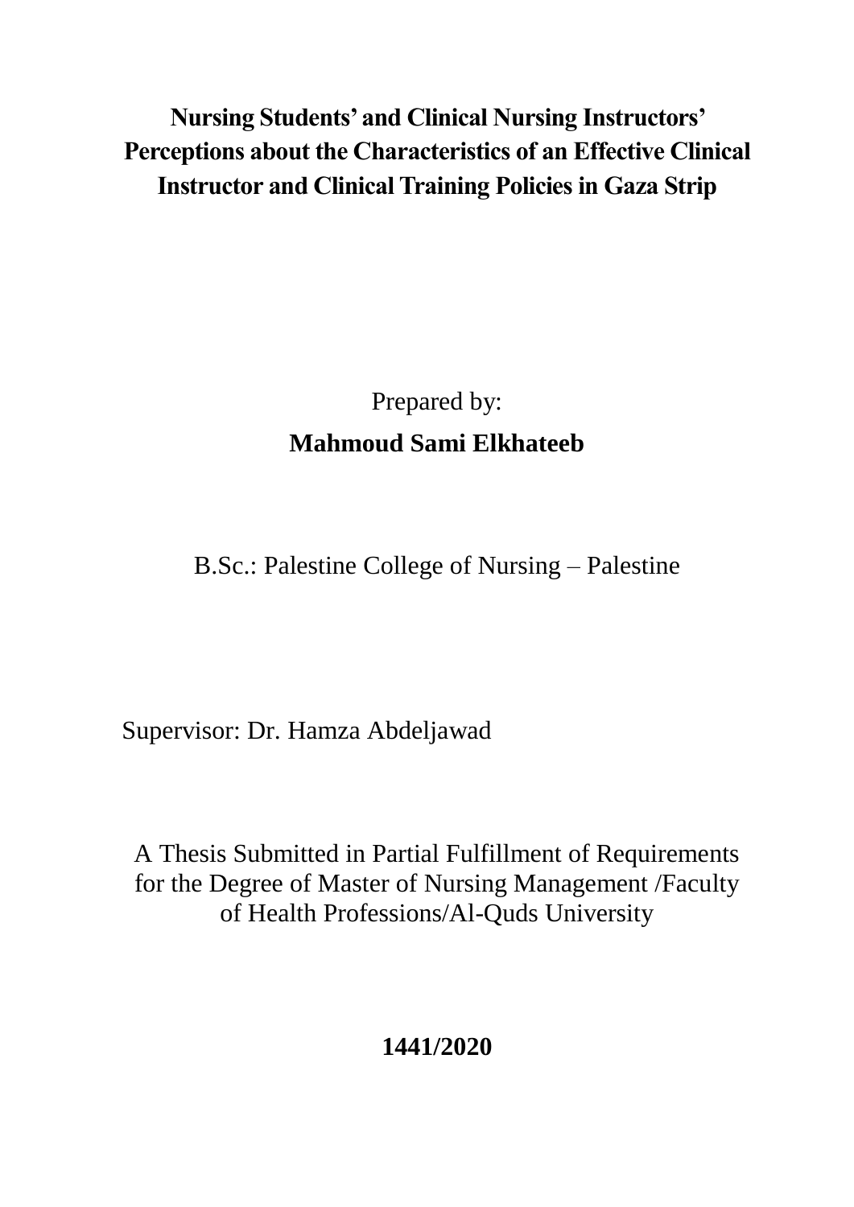# Nursing Students' and Clinical Nursing Instructors' Perceptions about the Characteristics of an Effective Clinical Instructor and Clinical Training Policies in Gaza Strip

Prepared by:

**Mahmoud Sami Elkhateeb**

B.Sc.: Palestine College of Nursing – Palestine

Supervisor: Dr. Hamza Abdeljawad

A Thesis Submitted in Partial Fulfillment of Requirements for the Degree of Master of Nursing Management /Faculty of Health Professions/Al-Quds University

**1441/2020**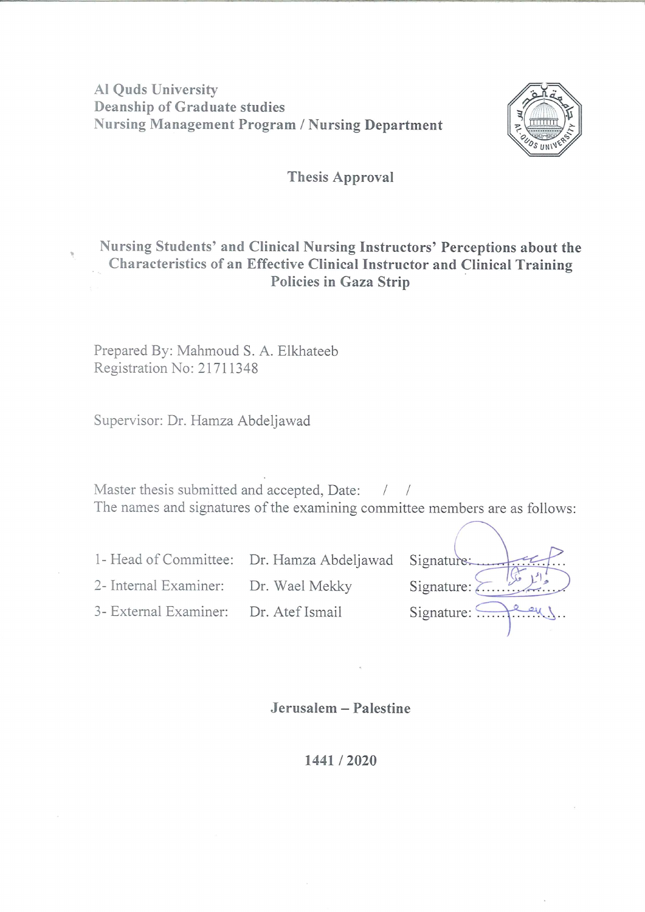Al Quds University
Deanship of Graduate studies
Nursing Management Program / Nursing Department

## Thesis Approval

# Nursing Students' and Clinical Nursing Instructors' Perceptions about the Characteristics of an Effective Clinical Instructor and Clinical Training Policies in Gaza Strip

Prepared By: Mahmoud S. A. Elkhateeb
Registration No: 21711348

Supervisor: Dr. Hamza Abdeljawad

Master thesis submitted and accepted, Date: / /
The names and signatures of the examining committee members are as follows:

| | | |
|---|---|---|
| 1- Head of Committee: | Dr. Hamza Abdeljawad | Signature:.................. |
| 2- Internal Examiner: | Dr. Wael Mekky | Signature: .................. |
| 3- External Examiner: | Dr. Atef Ismail | Signature: .................. |

**Jerusalem – Palestine**

**1441 / 2020**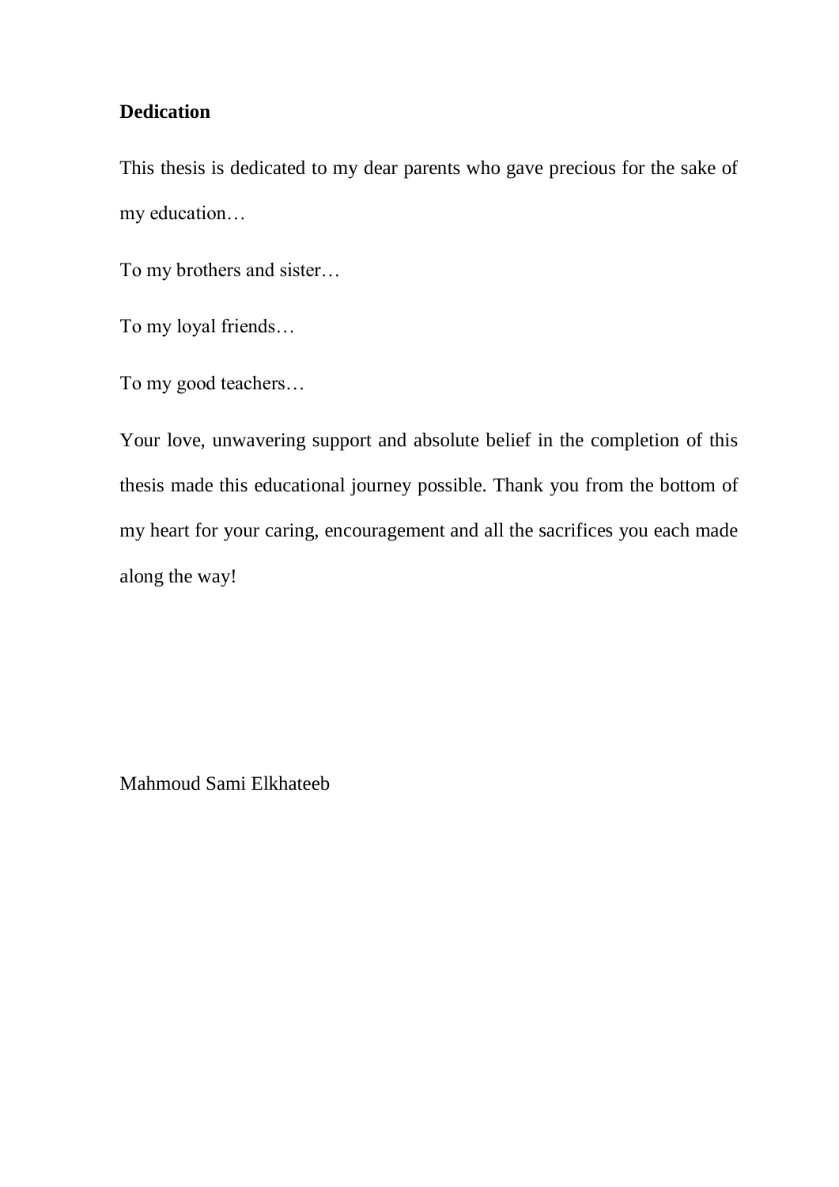## Dedication

This thesis is dedicated to my dear parents who gave precious for the sake of my education…

To my brothers and sister…

To my loyal friends…

To my good teachers…

Your love, unwavering support and absolute belief in the completion of this thesis made this educational journey possible. Thank you from the bottom of my heart for your caring, encouragement and all the sacrifices you each made along the way!

Mahmoud Sami Elkhateeb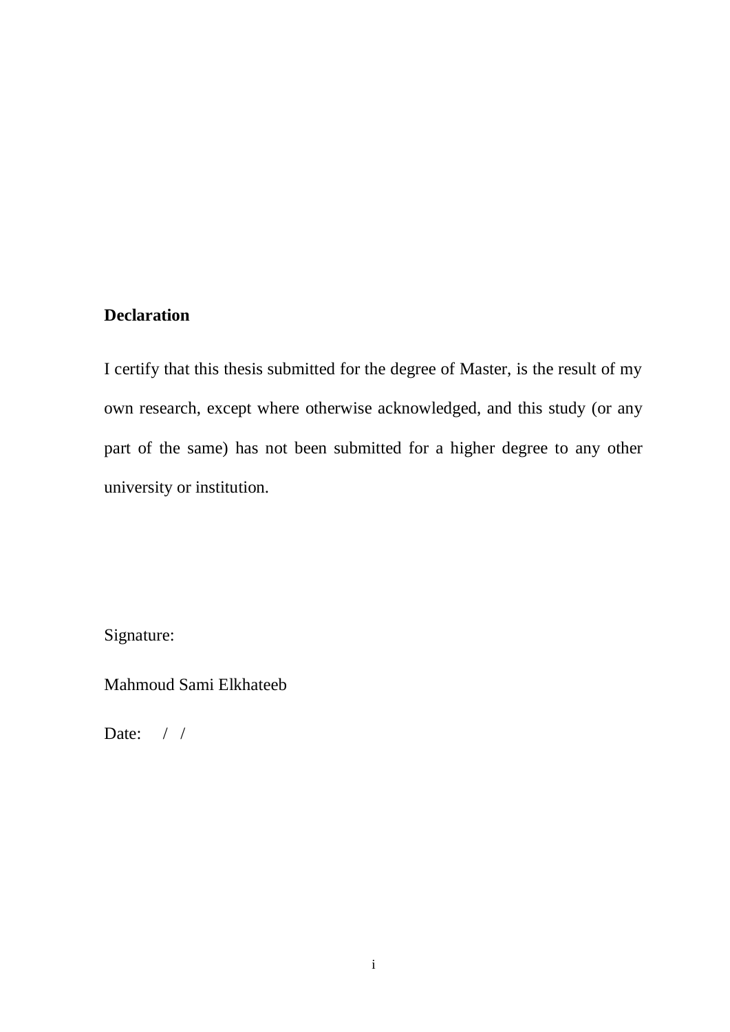**Declaration**

I certify that this thesis submitted for the degree of Master, is the result of my own research, except where otherwise acknowledged, and this study (or any part of the same) has not been submitted for a higher degree to any other university or institution.

Signature:

Mahmoud Sami Elkhateeb

Date: / /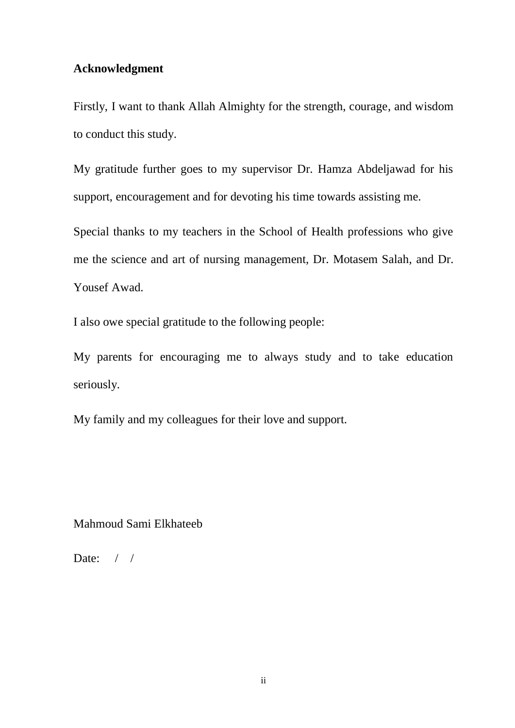## Acknowledgment

Firstly, I want to thank Allah Almighty for the strength, courage, and wisdom to conduct this study.

My gratitude further goes to my supervisor Dr. Hamza Abdeljawad for his support, encouragement and for devoting his time towards assisting me.

Special thanks to my teachers in the School of Health professions who give me the science and art of nursing management, Dr. Motasem Salah, and Dr. Yousef Awad.

I also owe special gratitude to the following people:

My parents for encouraging me to always study and to take education seriously.

My family and my colleagues for their love and support.

Mahmoud Sami Elkhateeb

Date: / /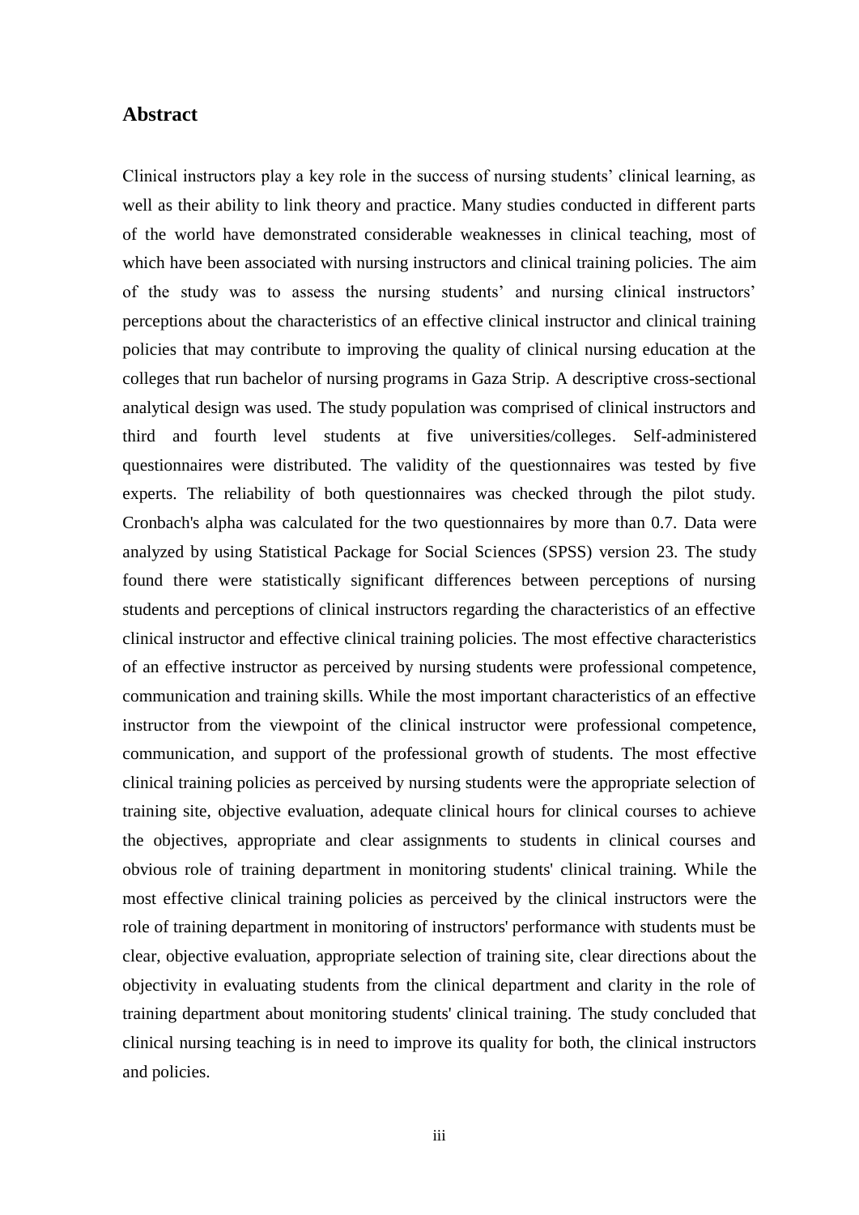## Abstract

Clinical instructors play a key role in the success of nursing students' clinical learning, as well as their ability to link theory and practice. Many studies conducted in different parts of the world have demonstrated considerable weaknesses in clinical teaching, most of which have been associated with nursing instructors and clinical training policies. The aim of the study was to assess the nursing students' and nursing clinical instructors' perceptions about the characteristics of an effective clinical instructor and clinical training policies that may contribute to improving the quality of clinical nursing education at the colleges that run bachelor of nursing programs in Gaza Strip. A descriptive cross-sectional analytical design was used. The study population was comprised of clinical instructors and third and fourth level students at five universities/colleges. Self-administered questionnaires were distributed. The validity of the questionnaires was tested by five experts. The reliability of both questionnaires was checked through the pilot study. Cronbach's alpha was calculated for the two questionnaires by more than 0.7. Data were analyzed by using Statistical Package for Social Sciences (SPSS) version 23. The study found there were statistically significant differences between perceptions of nursing students and perceptions of clinical instructors regarding the characteristics of an effective clinical instructor and effective clinical training policies. The most effective characteristics of an effective instructor as perceived by nursing students were professional competence, communication and training skills. While the most important characteristics of an effective instructor from the viewpoint of the clinical instructor were professional competence, communication, and support of the professional growth of students. The most effective clinical training policies as perceived by nursing students were the appropriate selection of training site, objective evaluation, adequate clinical hours for clinical courses to achieve the objectives, appropriate and clear assignments to students in clinical courses and obvious role of training department in monitoring students' clinical training. While the most effective clinical training policies as perceived by the clinical instructors were the role of training department in monitoring of instructors' performance with students must be clear, objective evaluation, appropriate selection of training site, clear directions about the objectivity in evaluating students from the clinical department and clarity in the role of training department about monitoring students' clinical training. The study concluded that clinical nursing teaching is in need to improve its quality for both, the clinical instructors and policies.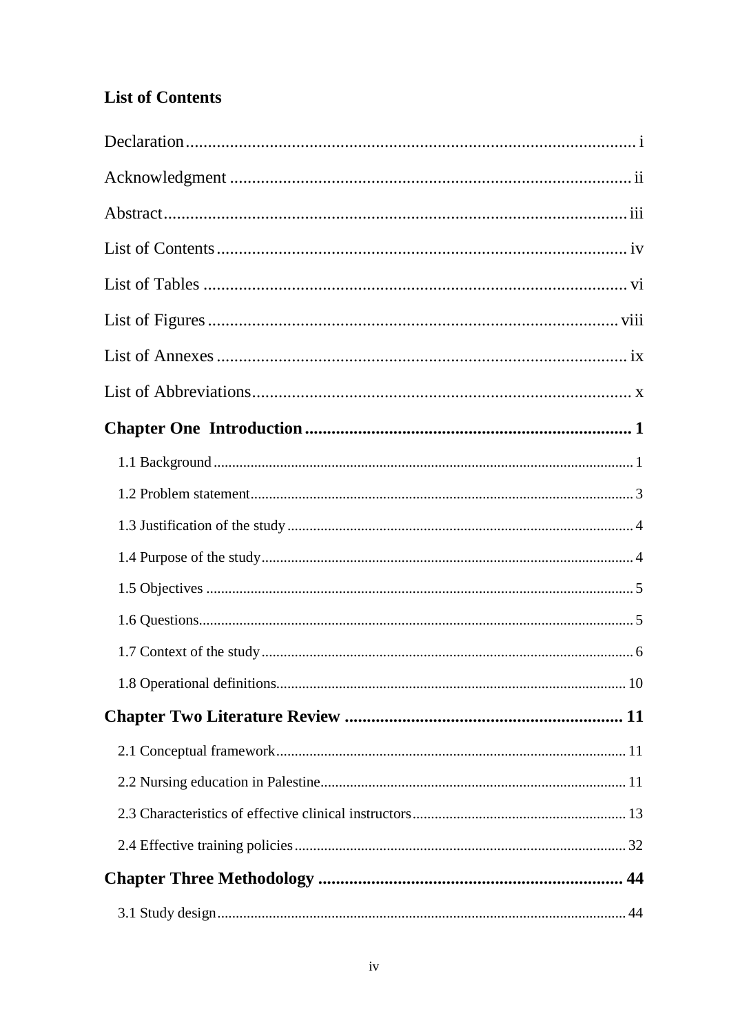## List of Contents

Declaration ..... i

Acknowledgment ..... ii

Abstract ..... iii

List of Contents ..... iv

List of Tables ..... vi

List of Figures ..... viii

List of Annexes ..... ix

List of Abbreviations ..... x

**Chapter One Introduction ..... 1**

- 1.1 Background ..... 1
- 1.2 Problem statement ..... 3
- 1.3 Justification of the study ..... 4
- 1.4 Purpose of the study ..... 4
- 1.5 Objectives ..... 5
- 1.6 Questions ..... 5
- 1.7 Context of the study ..... 6
- 1.8 Operational definitions ..... 10

**Chapter Two Literature Review ..... 11**

- 2.1 Conceptual framework ..... 11
- 2.2 Nursing education in Palestine ..... 11
- 2.3 Characteristics of effective clinical instructors ..... 13
- 2.4 Effective training policies ..... 32

**Chapter Three Methodology ..... 44**

- 3.1 Study design ..... 44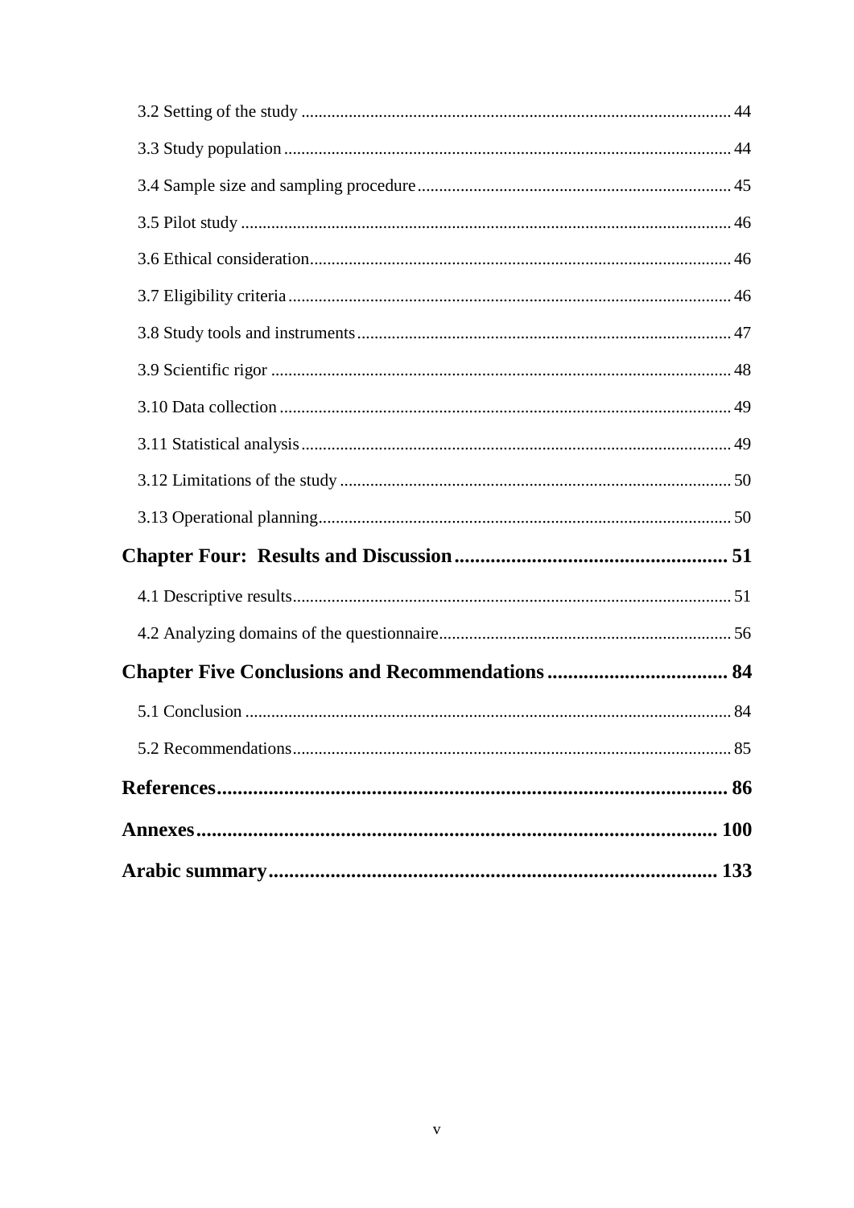3.2 Setting of the study .......... 44

3.3 Study population .......... 44

3.4 Sample size and sampling procedure .......... 45

3.5 Pilot study .......... 46

3.6 Ethical consideration .......... 46

3.7 Eligibility criteria .......... 46

3.8 Study tools and instruments .......... 47

3.9 Scientific rigor .......... 48

3.10 Data collection .......... 49

3.11 Statistical analysis .......... 49

3.12 Limitations of the study .......... 50

3.13 Operational planning .......... 50

**Chapter Four: Results and Discussion .......... 51**

4.1 Descriptive results .......... 51

4.2 Analyzing domains of the questionnaire .......... 56

**Chapter Five Conclusions and Recommendations .......... 84**

5.1 Conclusion .......... 84

5.2 Recommendations .......... 85

**References .......... 86**

**Annexes .......... 100**

**Arabic summary .......... 133**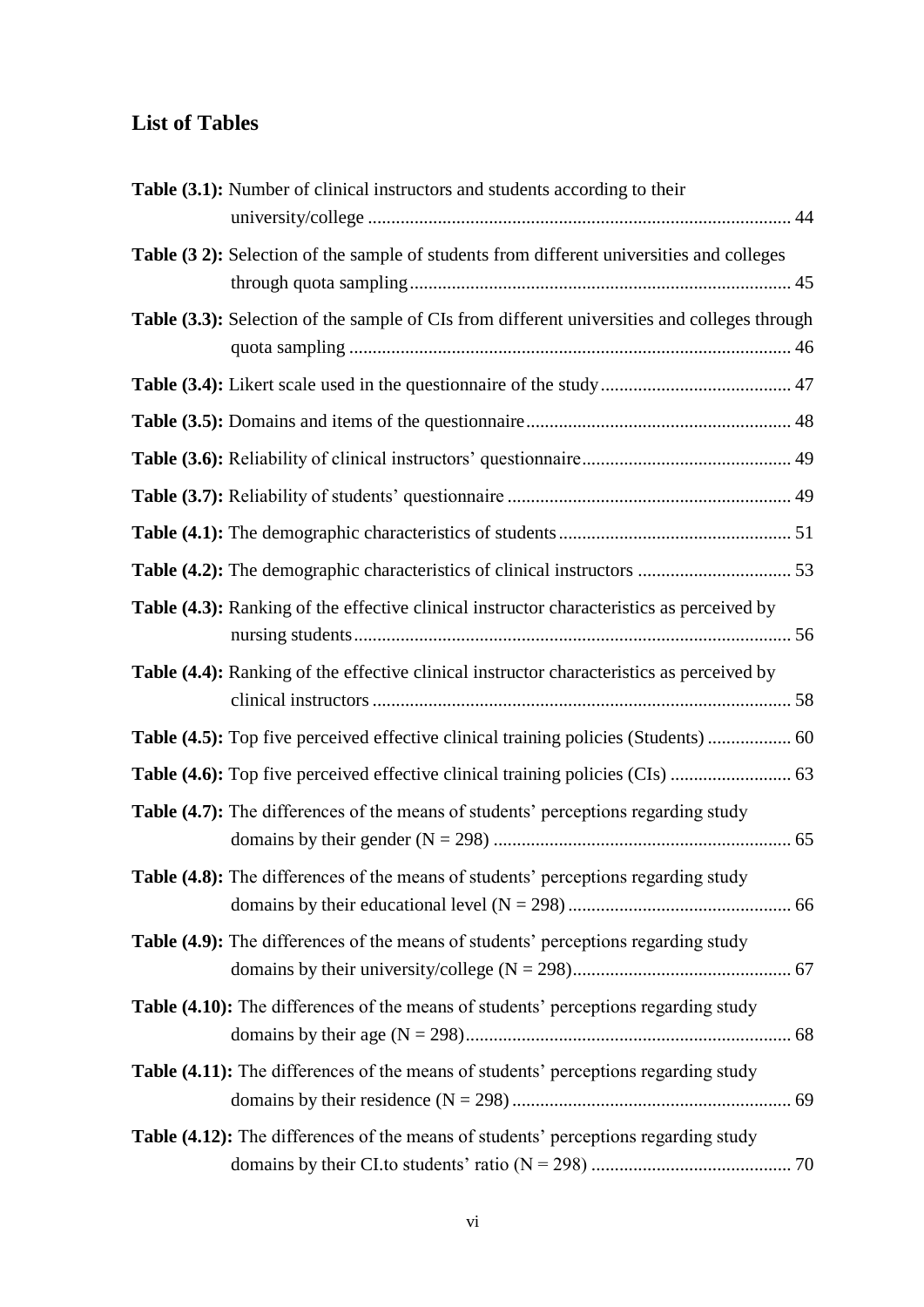## List of Tables

**Table (3.1):** Number of clinical instructors and students according to their university/college ........................................................................................ 44

**Table (3 2):** Selection of the sample of students from different universities and colleges through quota sampling................................................................................ 45

**Table (3.3):** Selection of the sample of CIs from different universities and colleges through quota sampling ............................................................................................. 46

**Table (3.4):** Likert scale used in the questionnaire of the study......................................... 47

**Table (3.5):** Domains and items of the questionnaire......................................................... 48

**Table (3.6):** Reliability of clinical instructors' questionnaire............................................ 49

**Table (3.7):** Reliability of students' questionnaire ............................................................ 49

**Table (4.1):** The demographic characteristics of students................................................. 51

**Table (4.2):** The demographic characteristics of clinical instructors ................................ 53

**Table (4.3):** Ranking of the effective clinical instructor characteristics as perceived by nursing students............................................................................................ 56

**Table (4.4):** Ranking of the effective clinical instructor characteristics as perceived by clinical instructors ........................................................................................ 58

**Table (4.5):** Top five perceived effective clinical training policies (Students) .................. 60

**Table (4.6):** Top five perceived effective clinical training policies (CIs) .......................... 63

**Table (4.7):** The differences of the means of students' perceptions regarding study domains by their gender (N = 298) ............................................................... 65

**Table (4.8):** The differences of the means of students' perceptions regarding study domains by their educational level (N = 298) ............................................... 66

**Table (4.9):** The differences of the means of students' perceptions regarding study domains by their university/college (N = 298).............................................. 67

**Table (4.10):** The differences of the means of students' perceptions regarding study domains by their age (N = 298)..................................................................... 68

**Table (4.11):** The differences of the means of students' perceptions regarding study domains by their residence (N = 298) ........................................................... 69

**Table (4.12):** The differences of the means of students' perceptions regarding study domains by their CI.to students' ratio (N = 298) .......................................... 70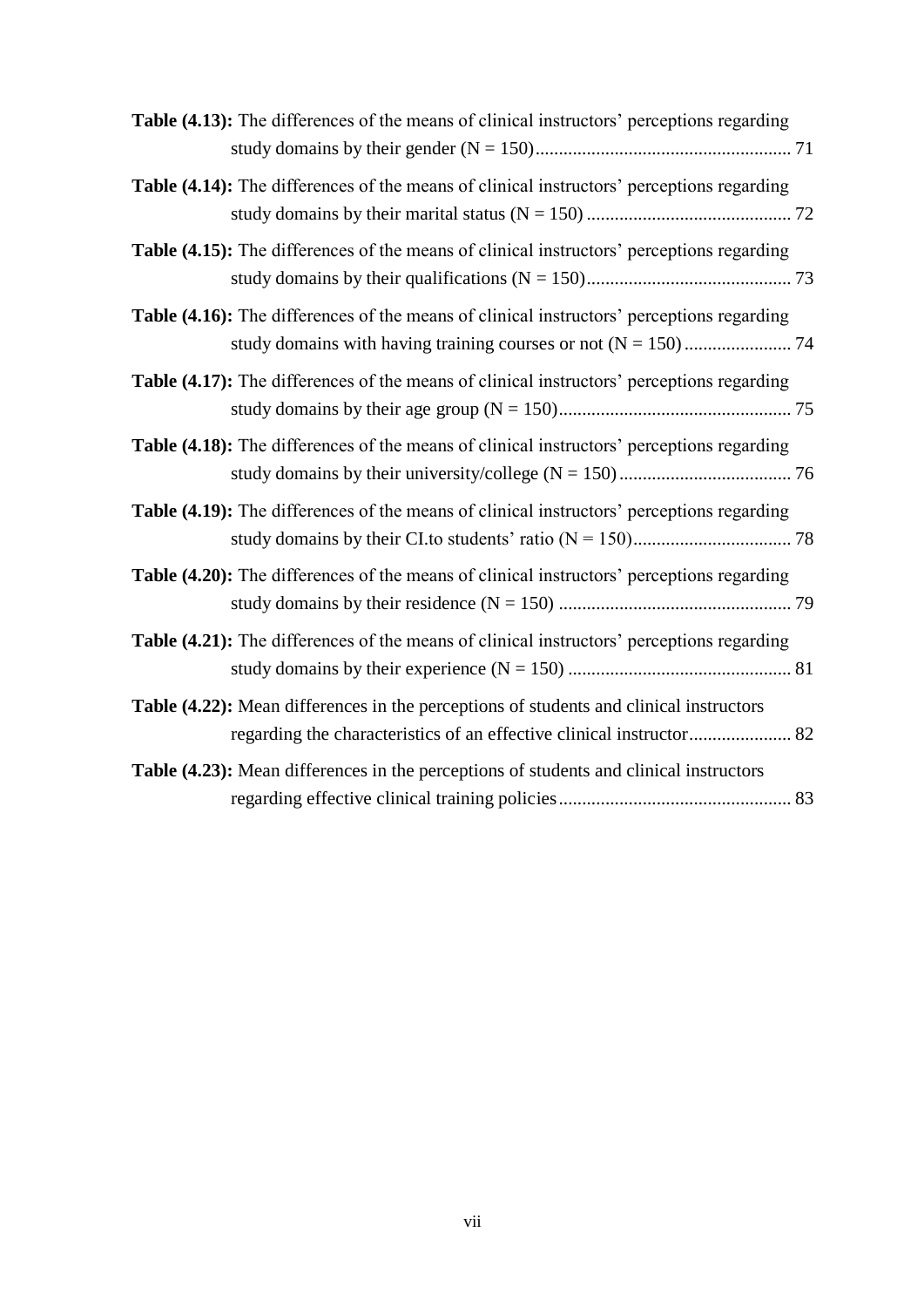**Table (4.13):** The differences of the means of clinical instructors' perceptions regarding study domains by their gender (N = 150) ....................................................... 71

**Table (4.14):** The differences of the means of clinical instructors' perceptions regarding study domains by their marital status (N = 150) ............................................ 72

**Table (4.15):** The differences of the means of clinical instructors' perceptions regarding study domains by their qualifications (N = 150)............................................ 73

**Table (4.16):** The differences of the means of clinical instructors' perceptions regarding study domains with having training courses or not (N = 150) ....................... 74

**Table (4.17):** The differences of the means of clinical instructors' perceptions regarding study domains by their age group (N = 150).................................................. 75

**Table (4.18):** The differences of the means of clinical instructors' perceptions regarding study domains by their university/college (N = 150) ..................................... 76

**Table (4.19):** The differences of the means of clinical instructors' perceptions regarding study domains by their CI.to students' ratio (N = 150).................................. 78

**Table (4.20):** The differences of the means of clinical instructors' perceptions regarding study domains by their residence (N = 150) .................................................. 79

**Table (4.21):** The differences of the means of clinical instructors' perceptions regarding study domains by their experience (N = 150) ................................................ 81

**Table (4.22):** Mean differences in the perceptions of students and clinical instructors regarding the characteristics of an effective clinical instructor...................... 82

**Table (4.23):** Mean differences in the perceptions of students and clinical instructors regarding effective clinical training policies.................................................. 83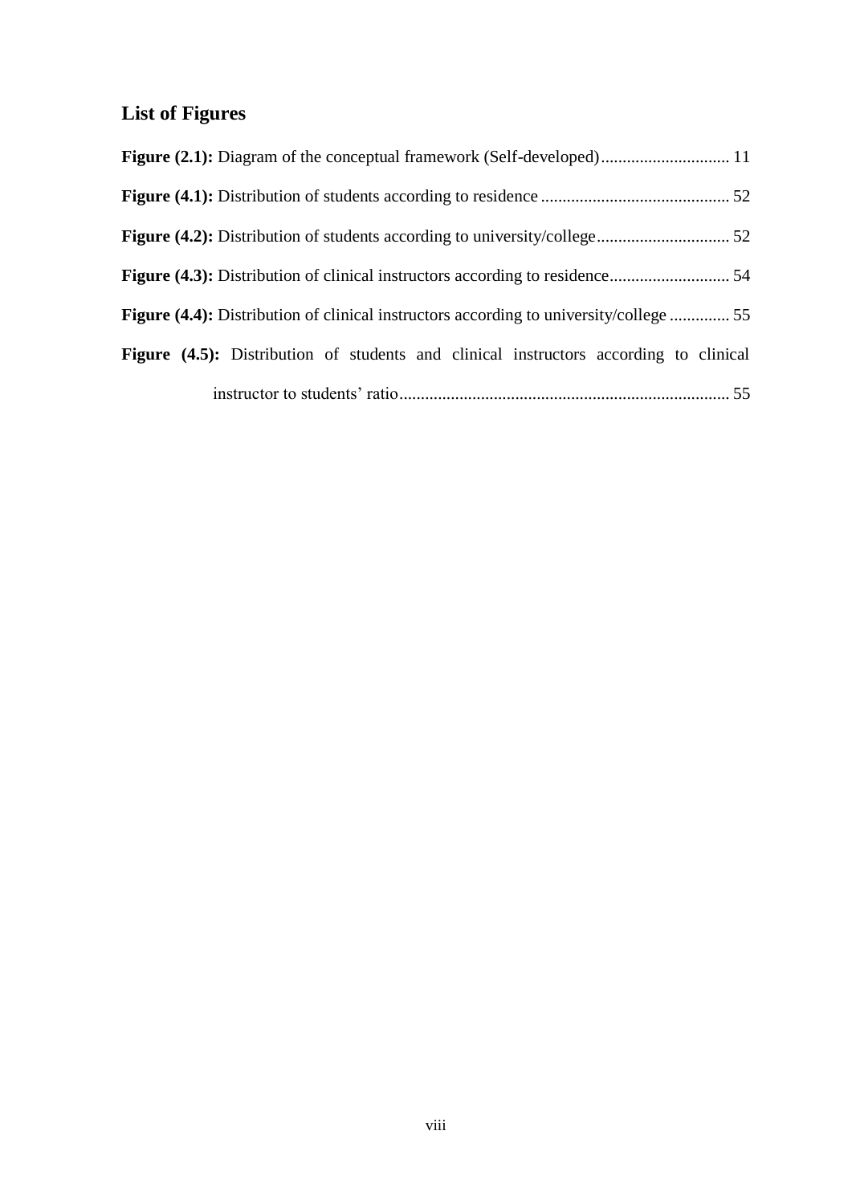## List of Figures

**Figure (2.1):** Diagram of the conceptual framework (Self-developed) .............................. 11

**Figure (4.1):** Distribution of students according to residence ............................................ 52

**Figure (4.2):** Distribution of students according to university/college ............................... 52

**Figure (4.3):** Distribution of clinical instructors according to residence ............................ 54

**Figure (4.4):** Distribution of clinical instructors according to university/college .............. 55

**Figure (4.5):** Distribution of students and clinical instructors according to clinical instructor to students' ratio ............................................................................ 55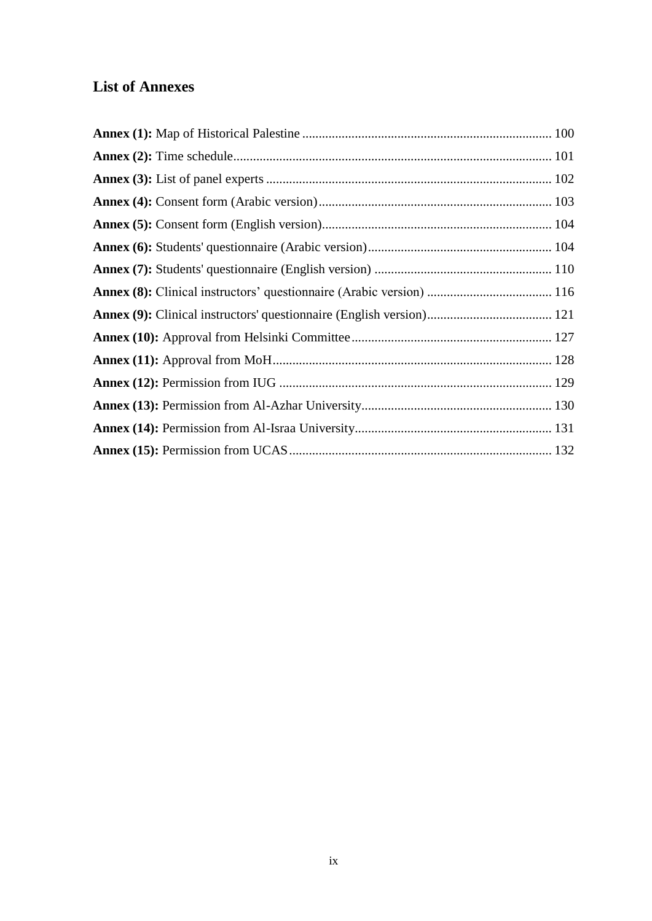## List of Annexes

**Annex (1):** Map of Historical Palestine ........................................................................... 100

**Annex (2):** Time schedule................................................................................................ 101

**Annex (3):** List of panel experts ...................................................................................... 102

**Annex (4):** Consent form (Arabic version)....................................................................... 103

**Annex (5):** Consent form (English version)...................................................................... 104

**Annex (6):** Students' questionnaire (Arabic version)........................................................ 104

**Annex (7):** Students' questionnaire (English version) ...................................................... 110

**Annex (8):** Clinical instructors’ questionnaire (Arabic version) ...................................... 116

**Annex (9):** Clinical instructors' questionnaire (English version)...................................... 121

**Annex (10):** Approval from Helsinki Committee............................................................. 127

**Annex (11):** Approval from MoH..................................................................................... 128

**Annex (12):** Permission from IUG ................................................................................... 129

**Annex (13):** Permission from Al-Azhar University.......................................................... 130

**Annex (14):** Permission from Al-Israa University............................................................ 131

**Annex (15):** Permission from UCAS................................................................................ 132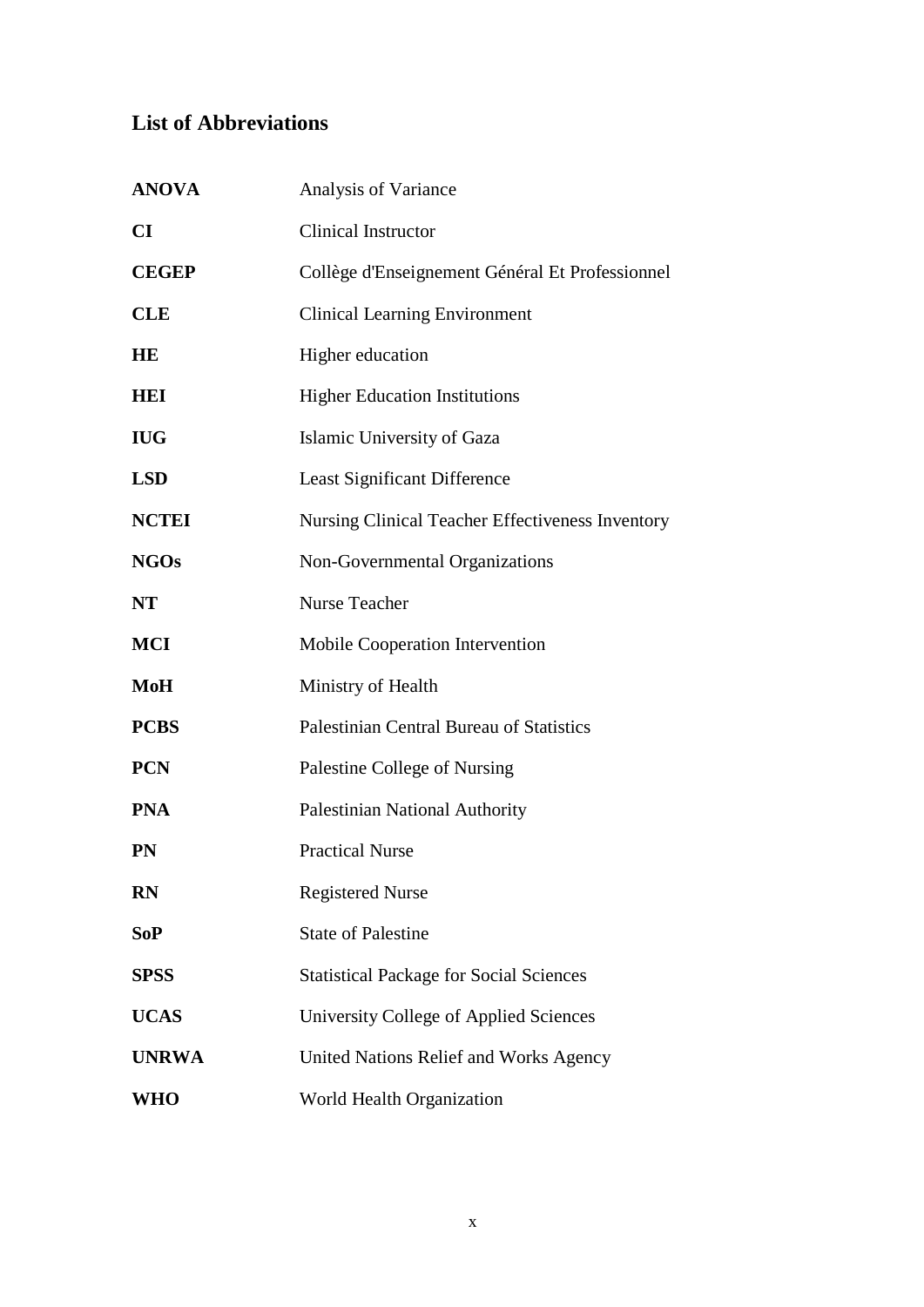## List of Abbreviations

| | |
|---|---|
| **ANOVA** | Analysis of Variance |
| **CI** | Clinical Instructor |
| **CEGEP** | Collège d'Enseignement Général Et Professionnel |
| **CLE** | Clinical Learning Environment |
| **HE** | Higher education |
| **HEI** | Higher Education Institutions |
| **IUG** | Islamic University of Gaza |
| **LSD** | Least Significant Difference |
| **NCTEI** | Nursing Clinical Teacher Effectiveness Inventory |
| **NGOs** | Non-Governmental Organizations |
| **NT** | Nurse Teacher |
| **MCI** | Mobile Cooperation Intervention |
| **MoH** | Ministry of Health |
| **PCBS** | Palestinian Central Bureau of Statistics |
| **PCN** | Palestine College of Nursing |
| **PNA** | Palestinian National Authority |
| **PN** | Practical Nurse |
| **RN** | Registered Nurse |
| **SoP** | State of Palestine |
| **SPSS** | Statistical Package for Social Sciences |
| **UCAS** | University College of Applied Sciences |
| **UNRWA** | United Nations Relief and Works Agency |
| **WHO** | World Health Organization |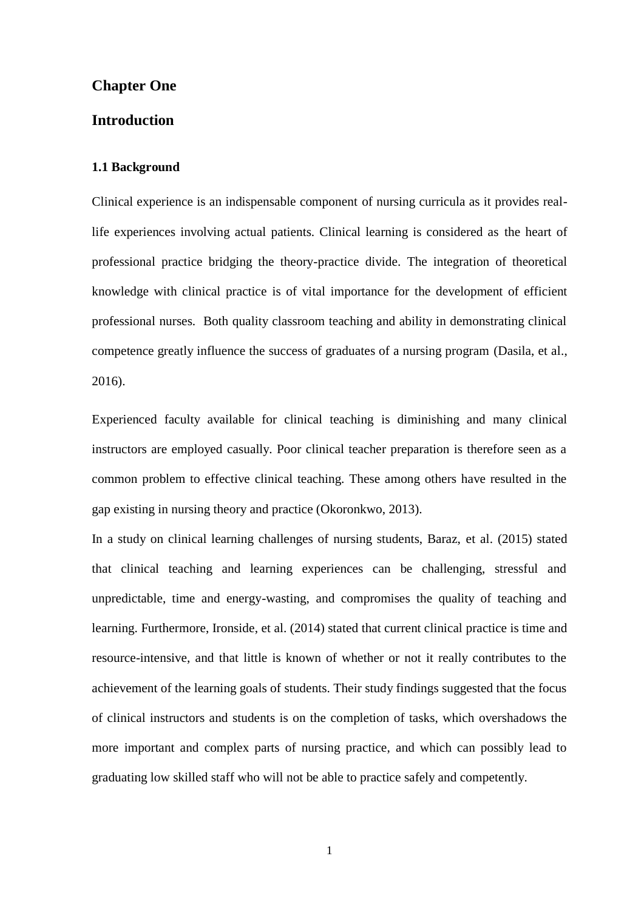# Chapter One

# Introduction

### 1.1 Background

Clinical experience is an indispensable component of nursing curricula as it provides real-life experiences involving actual patients. Clinical learning is considered as the heart of professional practice bridging the theory-practice divide. The integration of theoretical knowledge with clinical practice is of vital importance for the development of efficient professional nurses. Both quality classroom teaching and ability in demonstrating clinical competence greatly influence the success of graduates of a nursing program (Dasila, et al., 2016).

Experienced faculty available for clinical teaching is diminishing and many clinical instructors are employed casually. Poor clinical teacher preparation is therefore seen as a common problem to effective clinical teaching. These among others have resulted in the gap existing in nursing theory and practice (Okoronkwo, 2013).

In a study on clinical learning challenges of nursing students, Baraz, et al. (2015) stated that clinical teaching and learning experiences can be challenging, stressful and unpredictable, time and energy-wasting, and compromises the quality of teaching and learning. Furthermore, Ironside, et al. (2014) stated that current clinical practice is time and resource-intensive, and that little is known of whether or not it really contributes to the achievement of the learning goals of students. Their study findings suggested that the focus of clinical instructors and students is on the completion of tasks, which overshadows the more important and complex parts of nursing practice, and which can possibly lead to graduating low skilled staff who will not be able to practice safely and competently.